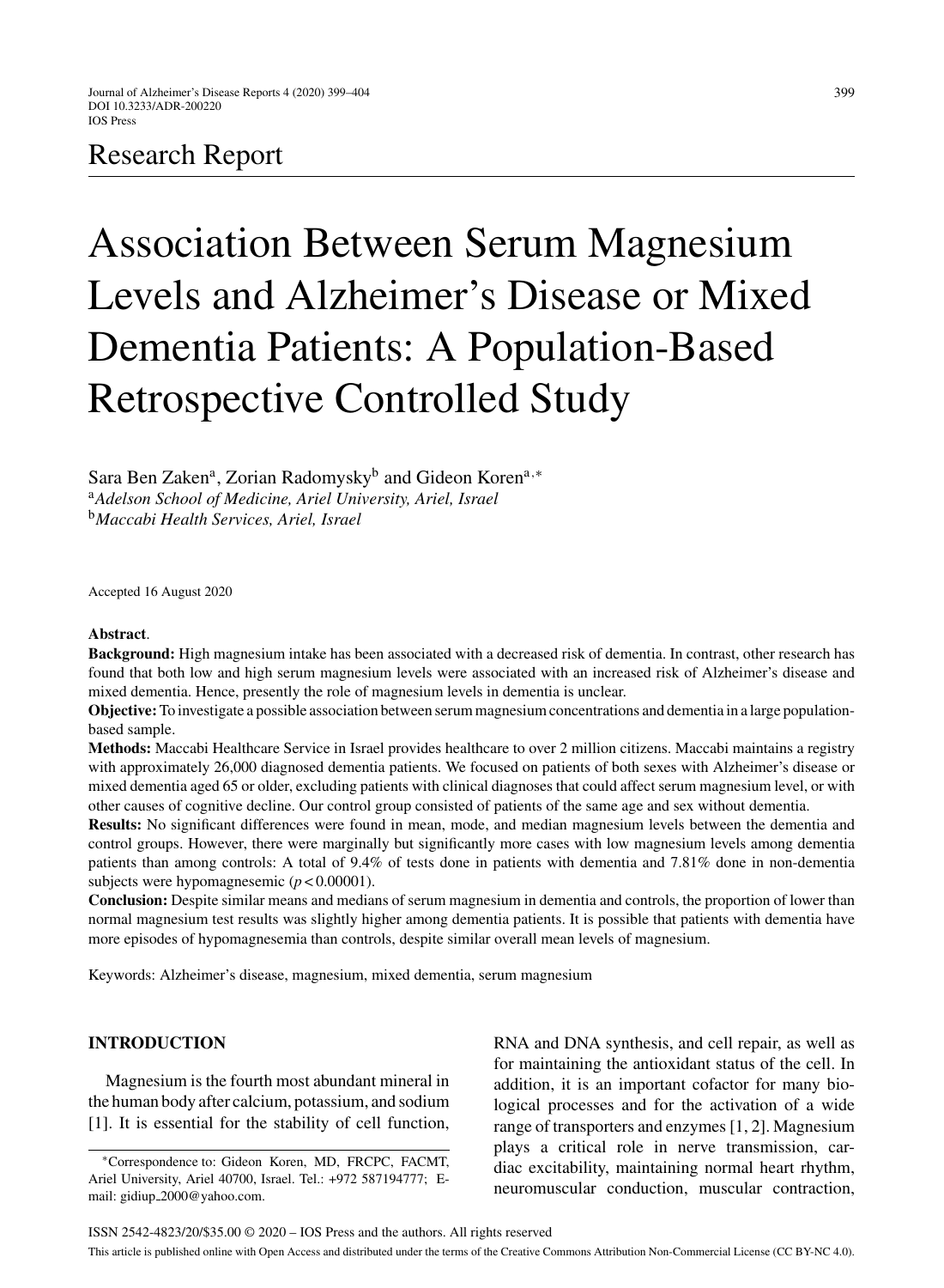Research Report

# Association Between Serum Magnesium Levels and Alzheimer's Disease or Mixed Dementia Patients: A Population-Based Retrospective Controlled Study

Sara Ben Zaken[a], Zorian Radomysky[b] and Gideon Koren[a,*]

[a]*Adelson School of Medicine, Ariel University, Ariel, Israel*
[b]*Maccabi Health Services, Ariel, Israel*

Accepted 16 August 2020

**Abstract**.

**Background:** High magnesium intake has been associated with a decreased risk of dementia. In contrast, other research has found that both low and high serum magnesium levels were associated with an increased risk of Alzheimer's disease and mixed dementia. Hence, presently the role of magnesium levels in dementia is unclear.

**Objective:** To investigate a possible association between serum magnesium concentrations and dementia in a large population-based sample.

**Methods:** Maccabi Healthcare Service in Israel provides healthcare to over 2 million citizens. Maccabi maintains a registry with approximately 26,000 diagnosed dementia patients. We focused on patients of both sexes with Alzheimer's disease or mixed dementia aged 65 or older, excluding patients with clinical diagnoses that could affect serum magnesium level, or with other causes of cognitive decline. Our control group consisted of patients of the same age and sex without dementia.

**Results:** No significant differences were found in mean, mode, and median magnesium levels between the dementia and control groups. However, there were marginally but significantly more cases with low magnesium levels among dementia patients than among controls: A total of 9.4% of tests done in patients with dementia and 7.81% done in non-dementia subjects were hypomagnesemic ($p < 0.00001$).

**Conclusion:** Despite similar means and medians of serum magnesium in dementia and controls, the proportion of lower than normal magnesium test results was slightly higher among dementia patients. It is possible that patients with dementia have more episodes of hypomagnesemia than controls, despite similar overall mean levels of magnesium.

Keywords: Alzheimer's disease, magnesium, mixed dementia, serum magnesium

## INTRODUCTION

Magnesium is the fourth most abundant mineral in the human body after calcium, potassium, and sodium [1]. It is essential for the stability of cell function, RNA and DNA synthesis, and cell repair, as well as for maintaining the antioxidant status of the cell. In addition, it is an important cofactor for many biological processes and for the activation of a wide range of transporters and enzymes [1, 2]. Magnesium plays a critical role in nerve transmission, cardiac excitability, maintaining normal heart rhythm, neuromuscular conduction, muscular contraction,

*Correspondence to: Gideon Koren, MD, FRCPC, FACMT, Ariel University, Ariel 40700, Israel. Tel.: +972 587194777; E-mail: gidiup_2000@yahoo.com.

ISSN 2542-4823/20/$35.00 © 2020 – IOS Press and the authors. All rights reserved

This article is published online with Open Access and distributed under the terms of the Creative Commons Attribution Non-Commercial License (CC BY-NC 4.0).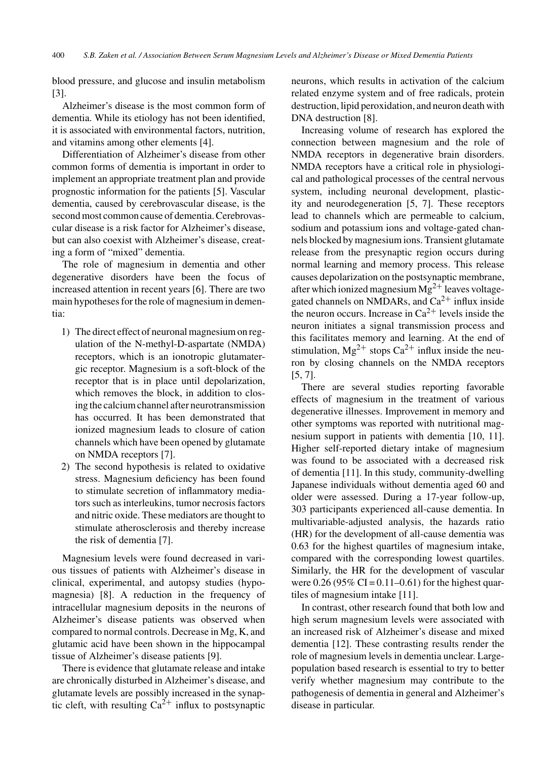blood pressure, and glucose and insulin metabolism [3].

Alzheimer's disease is the most common form of dementia. While its etiology has not been identified, it is associated with environmental factors, nutrition, and vitamins among other elements [4].

Differentiation of Alzheimer's disease from other common forms of dementia is important in order to implement an appropriate treatment plan and provide prognostic information for the patients [5]. Vascular dementia, caused by cerebrovascular disease, is the second most common cause of dementia. Cerebrovascular disease is a risk factor for Alzheimer's disease, but can also coexist with Alzheimer's disease, creating a form of "mixed" dementia.

The role of magnesium in dementia and other degenerative disorders have been the focus of increased attention in recent years [6]. There are two main hypotheses for the role of magnesium in dementia:

1) The direct effect of neuronal magnesium on regulation of the N-methyl-D-aspartate (NMDA) receptors, which is an ionotropic glutamatergic receptor. Magnesium is a soft-block of the receptor that is in place until depolarization, which removes the block, in addition to closing the calcium channel after neurotransmission has occurred. It has been demonstrated that ionized magnesium leads to closure of cation channels which have been opened by glutamate on NMDA receptors [7].
2) The second hypothesis is related to oxidative stress. Magnesium deficiency has been found to stimulate secretion of inflammatory mediators such as interleukins, tumor necrosis factors and nitric oxide. These mediators are thought to stimulate atherosclerosis and thereby increase the risk of dementia [7].

Magnesium levels were found decreased in various tissues of patients with Alzheimer's disease in clinical, experimental, and autopsy studies (hypomagnesia) [8]. A reduction in the frequency of intracellular magnesium deposits in the neurons of Alzheimer's disease patients was observed when compared to normal controls. Decrease in Mg, K, and glutamic acid have been shown in the hippocampal tissue of Alzheimer's disease patients [9].

There is evidence that glutamate release and intake are chronically disturbed in Alzheimer's disease, and glutamate levels are possibly increased in the synaptic cleft, with resulting $Ca^{2+}$ influx to postsynaptic neurons, which results in activation of the calcium related enzyme system and of free radicals, protein destruction, lipid peroxidation, and neuron death with DNA destruction [8].

Increasing volume of research has explored the connection between magnesium and the role of NMDA receptors in degenerative brain disorders. NMDA receptors have a critical role in physiological and pathological processes of the central nervous system, including neuronal development, plasticity and neurodegeneration [5, 7]. These receptors lead to channels which are permeable to calcium, sodium and potassium ions and voltage-gated channels blocked by magnesium ions. Transient glutamate release from the presynaptic region occurs during normal learning and memory process. This release causes depolarization on the postsynaptic membrane, after which ionized magnesium $Mg^{2+}$ leaves voltage-gated channels on NMDARs, and $Ca^{2+}$ influx inside the neuron occurs. Increase in $Ca^{2+}$ levels inside the neuron initiates a signal transmission process and this facilitates memory and learning. At the end of stimulation, $Mg^{2+}$ stops $Ca^{2+}$ influx inside the neuron by closing channels on the NMDA receptors [5, 7].

There are several studies reporting favorable effects of magnesium in the treatment of various degenerative illnesses. Improvement in memory and other symptoms was reported with nutritional magnesium support in patients with dementia [10, 11]. Higher self-reported dietary intake of magnesium was found to be associated with a decreased risk of dementia [11]. In this study, community-dwelling Japanese individuals without dementia aged 60 and older were assessed. During a 17-year follow-up, 303 participants experienced all-cause dementia. In multivariable-adjusted analysis, the hazards ratio (HR) for the development of all-cause dementia was 0.63 for the highest quartiles of magnesium intake, compared with the corresponding lowest quartiles. Similarly, the HR for the development of vascular were 0.26 (95% CI = 0.11–0.61) for the highest quartiles of magnesium intake [11].

In contrast, other research found that both low and high serum magnesium levels were associated with an increased risk of Alzheimer's disease and mixed dementia [12]. These contrasting results render the role of magnesium levels in dementia unclear. Large-population based research is essential to try to better verify whether magnesium may contribute to the pathogenesis of dementia in general and Alzheimer's disease in particular.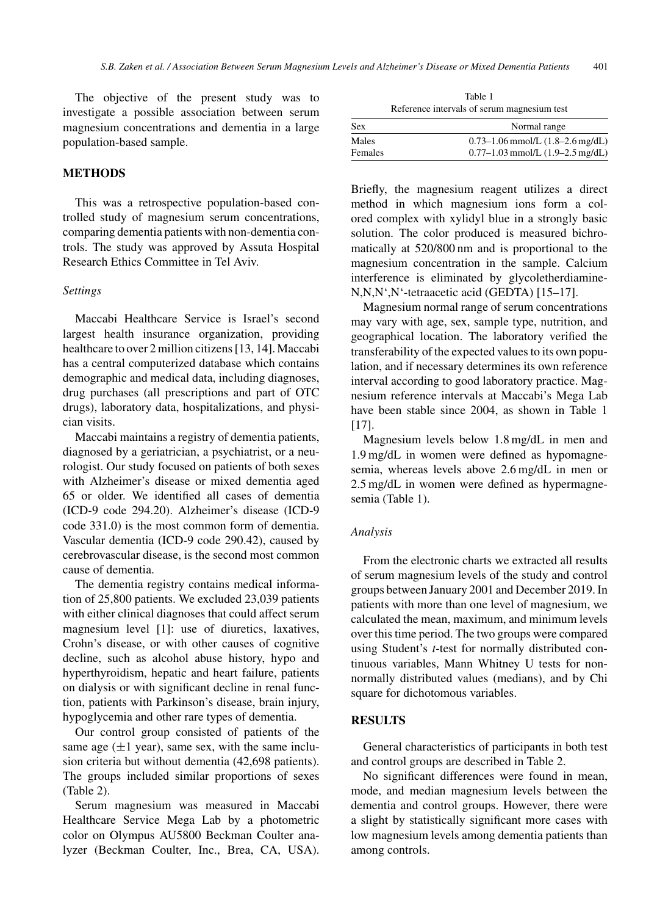The objective of the present study was to investigate a possible association between serum magnesium concentrations and dementia in a large population-based sample.

## METHODS

This was a retrospective population-based controlled study of magnesium serum concentrations, comparing dementia patients with non-dementia controls. The study was approved by Assuta Hospital Research Ethics Committee in Tel Aviv.

### *Settings*

Maccabi Healthcare Service is Israel's second largest health insurance organization, providing healthcare to over 2 million citizens [13, 14]. Maccabi has a central computerized database which contains demographic and medical data, including diagnoses, drug purchases (all prescriptions and part of OTC drugs), laboratory data, hospitalizations, and physician visits.

Maccabi maintains a registry of dementia patients, diagnosed by a geriatrician, a psychiatrist, or a neurologist. Our study focused on patients of both sexes with Alzheimer's disease or mixed dementia aged 65 or older. We identified all cases of dementia (ICD-9 code 294.20). Alzheimer's disease (ICD-9 code 331.0) is the most common form of dementia. Vascular dementia (ICD-9 code 290.42), caused by cerebrovascular disease, is the second most common cause of dementia.

The dementia registry contains medical information of 25,800 patients. We excluded 23,039 patients with either clinical diagnoses that could affect serum magnesium level [1]: use of diuretics, laxatives, Crohn's disease, or with other causes of cognitive decline, such as alcohol abuse history, hypo and hyperthyroidism, hepatic and heart failure, patients on dialysis or with significant decline in renal function, patients with Parkinson's disease, brain injury, hypoglycemia and other rare types of dementia.

Our control group consisted of patients of the same age ($\pm 1$ year), same sex, with the same inclusion criteria but without dementia (42,698 patients). The groups included similar proportions of sexes (Table 2).

Serum magnesium was measured in Maccabi Healthcare Service Mega Lab by a photometric color on Olympus AU5800 Beckman Coulter analyzer (Beckman Coulter, Inc., Brea, CA, USA). Briefly, the magnesium reagent utilizes a direct method in which magnesium ions form a colored complex with xylidyl blue in a strongly basic solution. The color produced is measured bichromatically at 520/800 nm and is proportional to the magnesium concentration in the sample. Calcium interference is eliminated by glycoletherdiamine-N,N',N',N'-tetraacetic acid (GEDTA) [15–17].

Table 1
Reference intervals of serum magnesium test

| Sex | Normal range |
|---|---|
| Males | 0.73–1.06 mmol/L (1.8–2.6 mg/dL) |
| Females | 0.77–1.03 mmol/L (1.9–2.5 mg/dL) |

Magnesium normal range of serum concentrations may vary with age, sex, sample type, nutrition, and geographical location. The laboratory verified the transferability of the expected values to its own population, and if necessary determines its own reference interval according to good laboratory practice. Magnesium reference intervals at Maccabi's Mega Lab have been stable since 2004, as shown in Table 1 [17].

Magnesium levels below 1.8 mg/dL in men and 1.9 mg/dL in women were defined as hypomagnesemia, whereas levels above 2.6 mg/dL in men or 2.5 mg/dL in women were defined as hypermagnesemia (Table 1).

### *Analysis*

From the electronic charts we extracted all results of serum magnesium levels of the study and control groups between January 2001 and December 2019. In patients with more than one level of magnesium, we calculated the mean, maximum, and minimum levels over this time period. The two groups were compared using Student's *t*-test for normally distributed continuous variables, Mann Whitney U tests for non-normally distributed values (medians), and by Chi square for dichotomous variables.

## RESULTS

General characteristics of participants in both test and control groups are described in Table 2.

No significant differences were found in mean, mode, and median magnesium levels between the dementia and control groups. However, there were a slight by statistically significant more cases with low magnesium levels among dementia patients than among controls.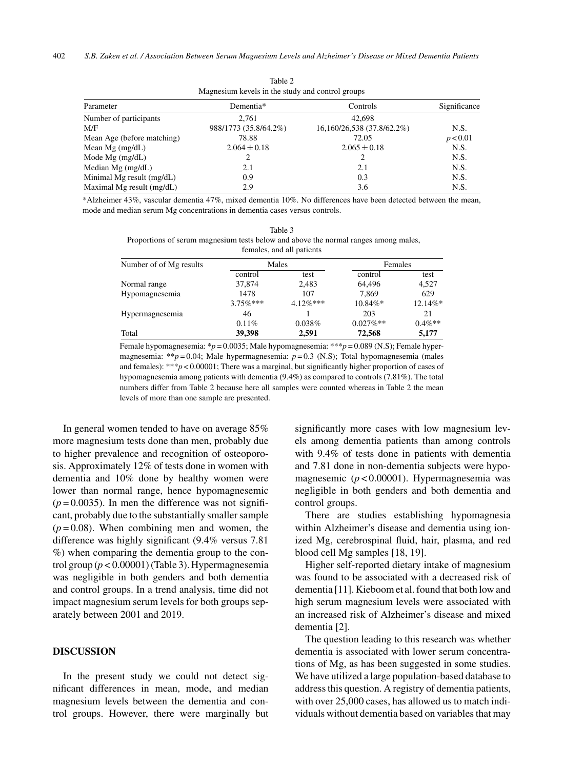Table 2
Magnesium kevels in the study and control groups

| Parameter | Dementia* | Controls | Significance |
|---|---|---|---|
| Number of participants | 2,761 | 42,698 | |
| M/F | 988/1773 (35.8/64.2%) | 16,160/26,538 (37.8/62.2%) | N.S. |
| Mean Age (before matching) | 78.88 | 72.05 | $p < 0.01$ |
| Mean Mg (mg/dL) | $2.064 \pm 0.18$ | $2.065 \pm 0.18$ | N.S. |
| Mode Mg (mg/dL) | 2 | 2 | N.S. |
| Median Mg (mg/dL) | 2.1 | 2.1 | N.S. |
| Minimal Mg result (mg/dL) | 0.9 | 0.3 | N.S. |
| Maximal Mg result (mg/dL) | 2.9 | 3.6 | N.S. |

*Alzheimer 43%, vascular dementia 47%, mixed dementia 10%. No differences have been detected between the mean, mode and median serum Mg concentrations in dementia cases versus controls.

Table 3
Proportions of serum magnesium tests below and above the normal ranges among males, females, and all patients

| Number of of Mg results | Males | | Females | |
|---|---|---|---|---|
| | control | test | control | test |
| Normal range | 37,874 | 2,483 | 64,496 | 4,527 |
| Hypomagnesemia | 1478 | 107 | 7,869 | 629 |
| | 3.75%*** | 4.12%*** | 10.84%* | 12.14%* |
| Hypermagnesemia | 46 | 1 | 203 | 21 |
| | 0.11% | 0.038% | 0.027%** | 0.4%** |
| Total | **39,398** | **2,591** | **72,568** | **5,177** |

Female hypomagnesemia: $*p = 0.0035$; Male hypomagnesemia: $***p = 0.089$ (N.S); Female hypermagnesemia: $**p = 0.04$; Male hypermagnesemia: $p = 0.3$ (N.S); Total hypomagnesemia (males and females): $***p < 0.00001$; There was a marginal, but significantly higher proportion of cases of hypomagnesemia among patients with dementia (9.4%) as compared to controls (7.81%). The total numbers differ from Table 2 because here all samples were counted whereas in Table 2 the mean levels of more than one sample are presented.

In general women tended to have on average 85% more magnesium tests done than men, probably due to higher prevalence and recognition of osteoporosis. Approximately 12% of tests done in women with dementia and 10% done by healthy women were lower than normal range, hence hypomagnesemic ($p = 0.0035$). In men the difference was not significant, probably due to the substantially smaller sample ($p = 0.08$). When combining men and women, the difference was highly significant (9.4% versus 7.81 %) when comparing the dementia group to the control group ($p < 0.00001$) (Table 3). Hypermagnesemia was negligible in both genders and both dementia and control groups. In a trend analysis, time did not impact magnesium serum levels for both groups separately between 2001 and 2019.

## DISCUSSION

In the present study we could not detect significant differences in mean, mode, and median magnesium levels between the dementia and control groups. However, there were marginally but significantly more cases with low magnesium levels among dementia patients than among controls with 9.4% of tests done in patients with dementia and 7.81 done in non-dementia subjects were hypomagnesemic ($p < 0.00001$). Hypermagnesemia was negligible in both genders and both dementia and control groups.

There are studies establishing hypomagnesia within Alzheimer's disease and dementia using ionized Mg, cerebrospinal fluid, hair, plasma, and red blood cell Mg samples [18, 19].

Higher self-reported dietary intake of magnesium was found to be associated with a decreased risk of dementia [11]. Kieboom et al. found that both low and high serum magnesium levels were associated with an increased risk of Alzheimer's disease and mixed dementia [2].

The question leading to this research was whether dementia is associated with lower serum concentrations of Mg, as has been suggested in some studies. We have utilized a large population-based database to address this question. A registry of dementia patients, with over 25,000 cases, has allowed us to match individuals without dementia based on variables that may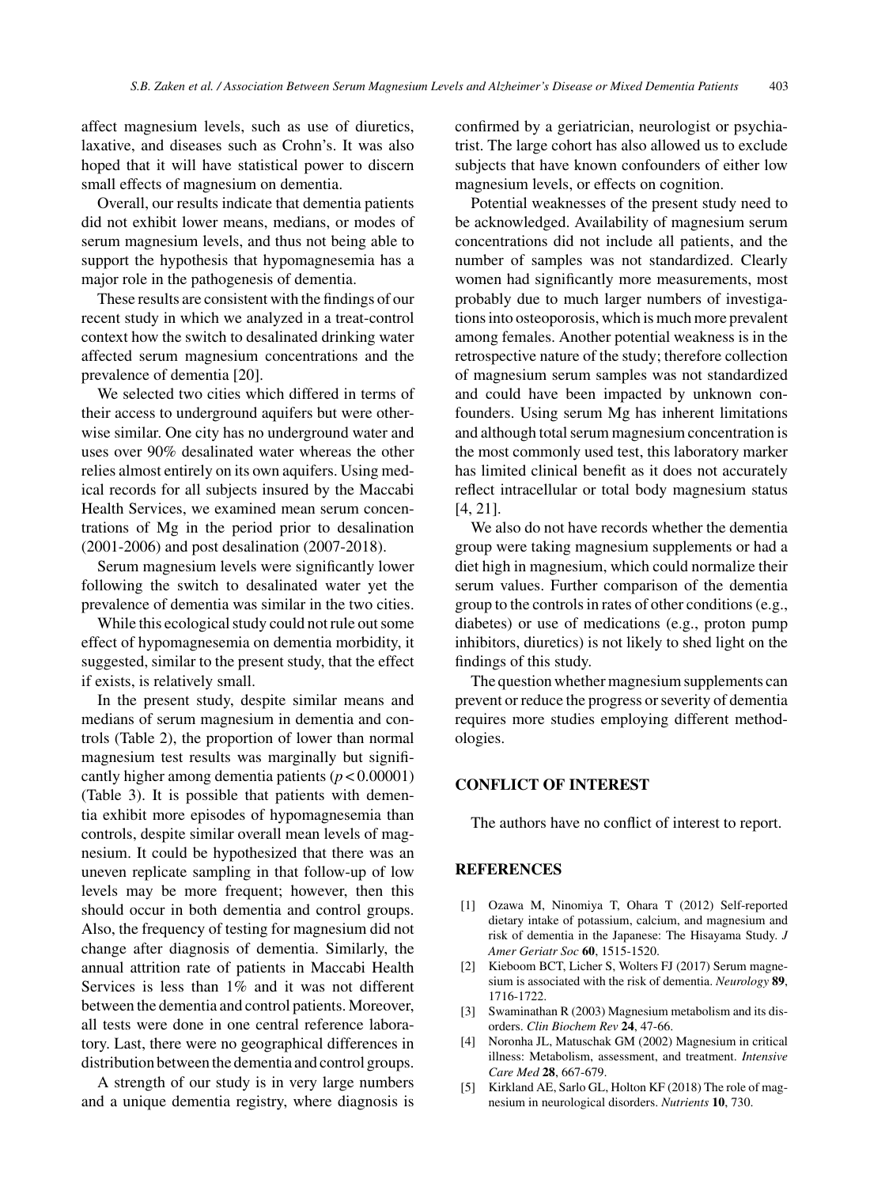affect magnesium levels, such as use of diuretics, laxative, and diseases such as Crohn's. It was also hoped that it will have statistical power to discern small effects of magnesium on dementia.

Overall, our results indicate that dementia patients did not exhibit lower means, medians, or modes of serum magnesium levels, and thus not being able to support the hypothesis that hypomagnesemia has a major role in the pathogenesis of dementia.

These results are consistent with the findings of our recent study in which we analyzed in a treat-control context how the switch to desalinated drinking water affected serum magnesium concentrations and the prevalence of dementia [20].

We selected two cities which differed in terms of their access to underground aquifers but were otherwise similar. One city has no underground water and uses over 90% desalinated water whereas the other relies almost entirely on its own aquifers. Using medical records for all subjects insured by the Maccabi Health Services, we examined mean serum concentrations of Mg in the period prior to desalination (2001-2006) and post desalination (2007-2018).

Serum magnesium levels were significantly lower following the switch to desalinated water yet the prevalence of dementia was similar in the two cities.

While this ecological study could not rule out some effect of hypomagnesemia on dementia morbidity, it suggested, similar to the present study, that the effect if exists, is relatively small.

In the present study, despite similar means and medians of serum magnesium in dementia and controls (Table 2), the proportion of lower than normal magnesium test results was marginally but significantly higher among dementia patients ($p < 0.00001$) (Table 3). It is possible that patients with dementia exhibit more episodes of hypomagnesemia than controls, despite similar overall mean levels of magnesium. It could be hypothesized that there was an uneven replicate sampling in that follow-up of low levels may be more frequent; however, then this should occur in both dementia and control groups. Also, the frequency of testing for magnesium did not change after diagnosis of dementia. Similarly, the annual attrition rate of patients in Maccabi Health Services is less than 1% and it was not different between the dementia and control patients. Moreover, all tests were done in one central reference laboratory. Last, there were no geographical differences in distribution between the dementia and control groups.

A strength of our study is in very large numbers and a unique dementia registry, where diagnosis is confirmed by a geriatrician, neurologist or psychiatrist. The large cohort has also allowed us to exclude subjects that have known confounders of either low magnesium levels, or effects on cognition.

Potential weaknesses of the present study need to be acknowledged. Availability of magnesium serum concentrations did not include all patients, and the number of samples was not standardized. Clearly women had significantly more measurements, most probably due to much larger numbers of investigations into osteoporosis, which is much more prevalent among females. Another potential weakness is in the retrospective nature of the study; therefore collection of magnesium serum samples was not standardized and could have been impacted by unknown confounders. Using serum Mg has inherent limitations and although total serum magnesium concentration is the most commonly used test, this laboratory marker has limited clinical benefit as it does not accurately reflect intracellular or total body magnesium status [4, 21].

We also do not have records whether the dementia group were taking magnesium supplements or had a diet high in magnesium, which could normalize their serum values. Further comparison of the dementia group to the controls in rates of other conditions (e.g., diabetes) or use of medications (e.g., proton pump inhibitors, diuretics) is not likely to shed light on the findings of this study.

The question whether magnesium supplements can prevent or reduce the progress or severity of dementia requires more studies employing different methodologies.

## CONFLICT OF INTEREST

The authors have no conflict of interest to report.

## REFERENCES

[1] Ozawa M, Ninomiya T, Ohara T (2012) Self-reported dietary intake of potassium, calcium, and magnesium and risk of dementia in the Japanese: The Hisayama Study. *J Amer Geriatr Soc* **60**, 1515-1520.

[2] Kieboom BCT, Licher S, Wolters FJ (2017) Serum magnesium is associated with the risk of dementia. *Neurology* **89**, 1716-1722.

[3] Swaminathan R (2003) Magnesium metabolism and its disorders. *Clin Biochem Rev* **24**, 47-66.

[4] Noronha JL, Matuschak GM (2002) Magnesium in critical illness: Metabolism, assessment, and treatment. *Intensive Care Med* **28**, 667-679.

[5] Kirkland AE, Sarlo GL, Holton KF (2018) The role of magnesium in neurological disorders. *Nutrients* **10**, 730.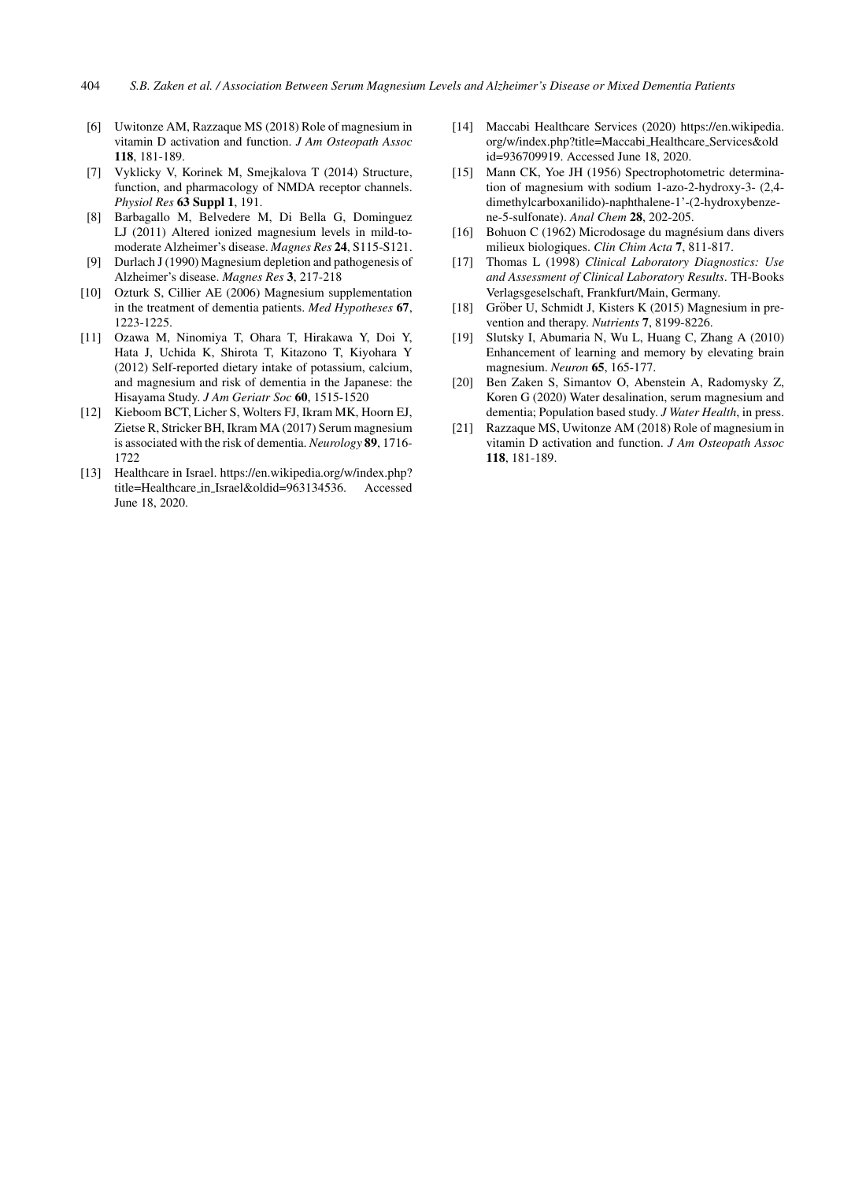[6] Uwitonze AM, Razzaque MS (2018) Role of magnesium in vitamin D activation and function. *J Am Osteopath Assoc* **118**, 181-189.

[7] Vyklicky V, Korinek M, Smejkalova T (2014) Structure, function, and pharmacology of NMDA receptor channels. *Physiol Res* **63 Suppl 1**, 191.

[8] Barbagallo M, Belvedere M, Di Bella G, Dominguez LJ (2011) Altered ionized magnesium levels in mild-to-moderate Alzheimer's disease. *Magnes Res* **24**, S115-S121.

[9] Durlach J (1990) Magnesium depletion and pathogenesis of Alzheimer's disease. *Magnes Res* **3**, 217-218

[10] Ozturk S, Cillier AE (2006) Magnesium supplementation in the treatment of dementia patients. *Med Hypotheses* **67**, 1223-1225.

[11] Ozawa M, Ninomiya T, Ohara T, Hirakawa Y, Doi Y, Hata J, Uchida K, Shirota T, Kitazono T, Kiyohara Y (2012) Self-reported dietary intake of potassium, calcium, and magnesium and risk of dementia in the Japanese: the Hisayama Study. *J Am Geriatr Soc* **60**, 1515-1520

[12] Kieboom BCT, Licher S, Wolters FJ, Ikram MK, Hoorn EJ, Zietse R, Stricker BH, Ikram MA (2017) Serum magnesium is associated with the risk of dementia. *Neurology* **89**, 1716-1722

[13] Healthcare in Israel. https://en.wikipedia.org/w/index.php?title=Healthcare_in_Israel&oldid=963134536. Accessed June 18, 2020.

[14] Maccabi Healthcare Services (2020) https://en.wikipedia.org/w/index.php?title=Maccabi_Healthcare_Services&oldid=936709919. Accessed June 18, 2020.

[15] Mann CK, Yoe JH (1956) Spectrophotometric determination of magnesium with sodium 1-azo-2-hydroxy-3- (2,4-dimethylcarboxanilido)-naphthalene-1'-(2-hydroxybenzene-5-sulfonate). *Anal Chem* **28**, 202-205.

[16] Bohuon C (1962) Microdosage du magnésium dans divers milieux biologiques. *Clin Chim Acta* **7**, 811-817.

[17] Thomas L (1998) *Clinical Laboratory Diagnostics: Use and Assessment of Clinical Laboratory Results*. TH-Books Verlagsgeselschaft, Frankfurt/Main, Germany.

[18] Gröber U, Schmidt J, Kisters K (2015) Magnesium in prevention and therapy. *Nutrients* **7**, 8199-8226.

[19] Slutsky I, Abumaria N, Wu L, Huang C, Zhang A (2010) Enhancement of learning and memory by elevating brain magnesium. *Neuron* **65**, 165-177.

[20] Ben Zaken S, Simantov O, Abenstein A, Radomysky Z, Koren G (2020) Water desalination, serum magnesium and dementia; Population based study. *J Water Health*, in press.

[21] Razzaque MS, Uwitonze AM (2018) Role of magnesium in vitamin D activation and function. *J Am Osteopath Assoc* **118**, 181-189.